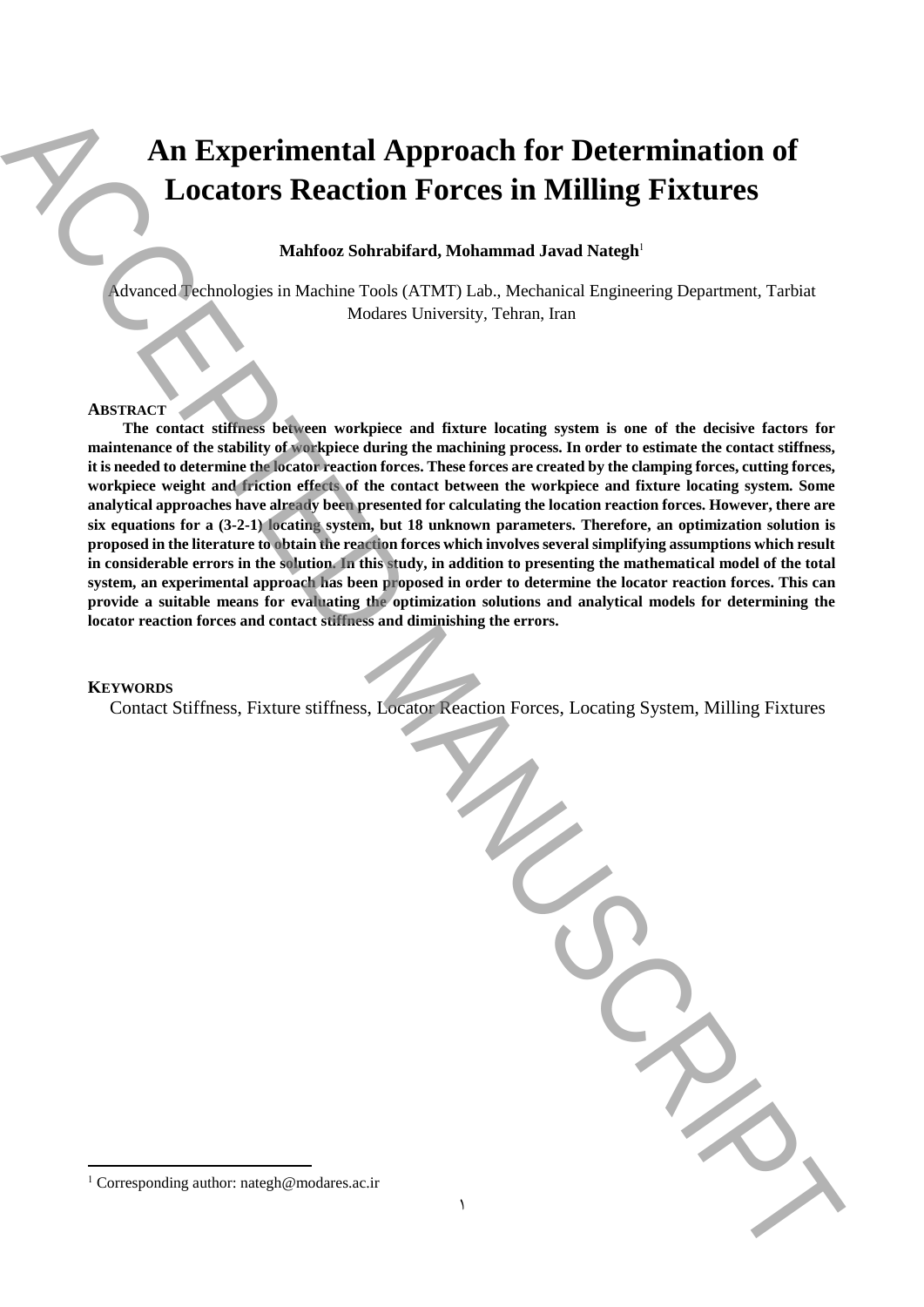# An Experimental Approach for Determination of Locators Reaction Forces in Milling Fixtures

**Mahfooz Sohrabifard, Mohammad Javad Nategh**[1]

Advanced Technologies in Machine Tools (ATMT) Lab., Mechanical Engineering Department, Tarbiat Modares University, Tehran, Iran

## Abstract

**The contact stiffness between workpiece and fixture locating system is one of the decisive factors for maintenance of the stability of workpiece during the machining process. In order to estimate the contact stiffness, it is needed to determine the locator reaction forces. These forces are created by the clamping forces, cutting forces, workpiece weight and friction effects of the contact between the workpiece and fixture locating system. Some analytical approaches have already been presented for calculating the location reaction forces. However, there are six equations for a (3-2-1) locating system, but 18 unknown parameters. Therefore, an optimization solution is proposed in the literature to obtain the reaction forces which involves several simplifying assumptions which result in considerable errors in the solution. In this study, in addition to presenting the mathematical model of the total system, an experimental approach has been proposed in order to determine the locator reaction forces. This can provide a suitable means for evaluating the optimization solutions and analytical models for determining the locator reaction forces and contact stiffness and diminishing the errors.**

## Keywords

Contact Stiffness, Fixture stiffness, Locator Reaction Forces, Locating System, Milling Fixtures

---

[1] Corresponding author: nategh@modares.ac.ir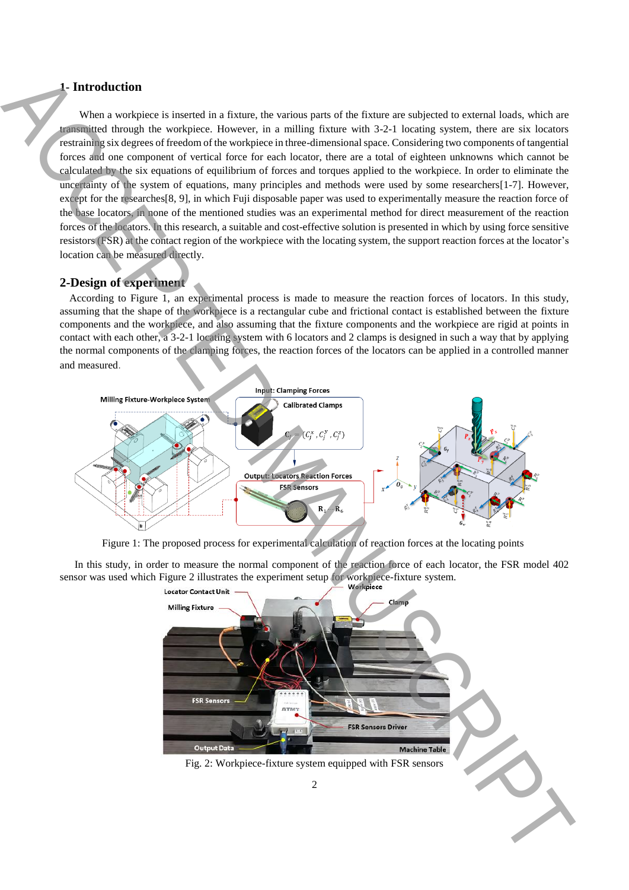## 1- Introduction

When a workpiece is inserted in a fixture, the various parts of the fixture are subjected to external loads, which are transmitted through the workpiece. However, in a milling fixture with 3-2-1 locating system, there are six locators restraining six degrees of freedom of the workpiece in three-dimensional space. Considering two components of tangential forces and one component of vertical force for each locator, there are a total of eighteen unknowns which cannot be calculated by the six equations of equilibrium of forces and torques applied to the workpiece. In order to eliminate the uncertainty of the system of equations, many principles and methods were used by some researchers[1-7]. However, except for the researches[8, 9], in which Fuji disposable paper was used to experimentally measure the reaction force of the base locators, in none of the mentioned studies was an experimental method for direct measurement of the reaction forces of the locators. In this research, a suitable and cost-effective solution is presented in which by using force sensitive resistors (FSR) at the contact region of the workpiece with the locating system, the support reaction forces at the locator's location can be measured directly.

## 2-Design of experiment

According to Figure 1, an experimental process is made to measure the reaction forces of locators. In this study, assuming that the shape of the workpiece is a rectangular cube and frictional contact is established between the fixture components and the workpiece, and also assuming that the fixture components and the workpiece are rigid at points in contact with each other, a 3-2-1 locating system with 6 locators and 2 clamps is designed in such a way that by applying the normal components of the clamping forces, the reaction forces of the locators can be applied in a controlled manner and measured.

Figure 1: The proposed process for experimental calculation of reaction forces at the locating points

In this study, in order to measure the normal component of the reaction force of each locator, the FSR model 402 sensor was used which Figure 2 illustrates the experiment setup for workpiece-fixture system.

Fig. 2: Workpiece-fixture system equipped with FSR sensors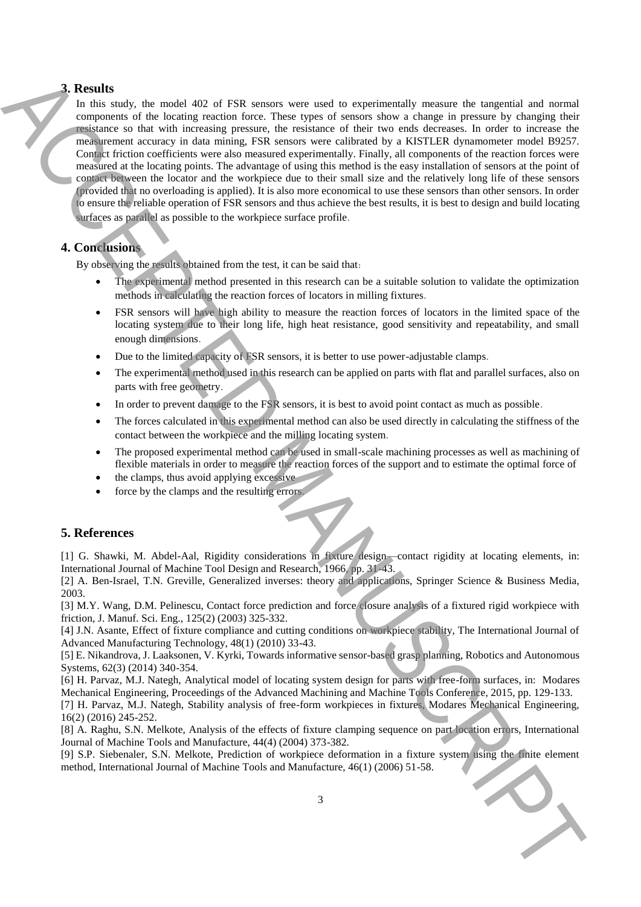## 3. Results

In this study, the model 402 of FSR sensors were used to experimentally measure the tangential and normal components of the locating reaction force. These types of sensors show a change in pressure by changing their resistance so that with increasing pressure, the resistance of their two ends decreases. In order to increase the measurement accuracy in data mining, FSR sensors were calibrated by a KISTLER dynamometer model B9257. Contact friction coefficients were also measured experimentally. Finally, all components of the reaction forces were measured at the locating points. The advantage of using this method is the easy installation of sensors at the point of contact between the locator and the workpiece due to their small size and the relatively long life of these sensors (provided that no overloading is applied). It is also more economical to use these sensors than other sensors. In order to ensure the reliable operation of FSR sensors and thus achieve the best results, it is best to design and build locating surfaces as parallel as possible to the workpiece surface profile.

## 4. Conclusions

By observing the results obtained from the test, it can be said that:

- The experimental method presented in this research can be a suitable solution to validate the optimization methods in calculating the reaction forces of locators in milling fixtures.
- FSR sensors will have high ability to measure the reaction forces of locators in the limited space of the locating system due to their long life, high heat resistance, good sensitivity and repeatability, and small enough dimensions.
- Due to the limited capacity of FSR sensors, it is better to use power-adjustable clamps.
- The experimental method used in this research can be applied on parts with flat and parallel surfaces, also on parts with free geometry.
- In order to prevent damage to the FSR sensors, it is best to avoid point contact as much as possible.
- The forces calculated in this experimental method can also be used directly in calculating the stiffness of the contact between the workpiece and the milling locating system.
- The proposed experimental method can be used in small-scale machining processes as well as machining of flexible materials in order to measure the reaction forces of the support and to estimate the optimal force of
- the clamps, thus avoid applying excessive
- force by the clamps and the resulting errors.

## 5. References

[1] G. Shawki, M. Abdel-Aal, Rigidity considerations in fixture design—contact rigidity at locating elements, in: International Journal of Machine Tool Design and Research, 1966, pp. 31-43.
[2] A. Ben-Israel, T.N. Greville, Generalized inverses: theory and applications, Springer Science & Business Media, 2003.
[3] M.Y. Wang, D.M. Pelinescu, Contact force prediction and force closure analysis of a fixtured rigid workpiece with friction, J. Manuf. Sci. Eng., 125(2) (2003) 325-332.
[4] J.N. Asante, Effect of fixture compliance and cutting conditions on workpiece stability, The International Journal of Advanced Manufacturing Technology, 48(1) (2010) 33-43.
[5] E. Nikandrova, J. Laaksonen, V. Kyrki, Towards informative sensor-based grasp planning, Robotics and Autonomous Systems, 62(3) (2014) 340-354.
[6] H. Parvaz, M.J. Nategh, Analytical model of locating system design for parts with free-form surfaces, in: Modares Mechanical Engineering, Proceedings of the Advanced Machining and Machine Tools Conference, 2015, pp. 129-133.
[7] H. Parvaz, M.J. Nategh, Stability analysis of free-form workpieces in fixtures, Modares Mechanical Engineering, 16(2) (2016) 245-252.
[8] A. Raghu, S.N. Melkote, Analysis of the effects of fixture clamping sequence on part location errors, International Journal of Machine Tools and Manufacture, 44(4) (2004) 373-382.
[9] S.P. Siebenaler, S.N. Melkote, Prediction of workpiece deformation in a fixture system using the finite element method, International Journal of Machine Tools and Manufacture, 46(1) (2006) 51-58.